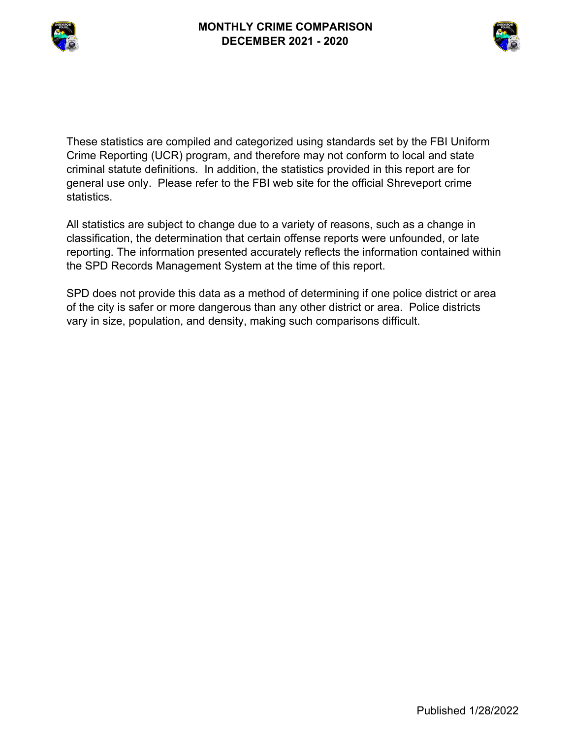# MONTHLY CRIME COMPARISON
# DECEMBER 2021 - 2020

These statistics are compiled and categorized using standards set by the FBI Uniform Crime Reporting (UCR) program, and therefore may not conform to local and state criminal statute definitions. In addition, the statistics provided in this report are for general use only. Please refer to the FBI web site for the official Shreveport crime statistics.

All statistics are subject to change due to a variety of reasons, such as a change in classification, the determination that certain offense reports were unfounded, or late reporting. The information presented accurately reflects the information contained within the SPD Records Management System at the time of this report.

SPD does not provide this data as a method of determining if one police district or area of the city is safer or more dangerous than any other district or area. Police districts vary in size, population, and density, making such comparisons difficult.

Published 1/28/2022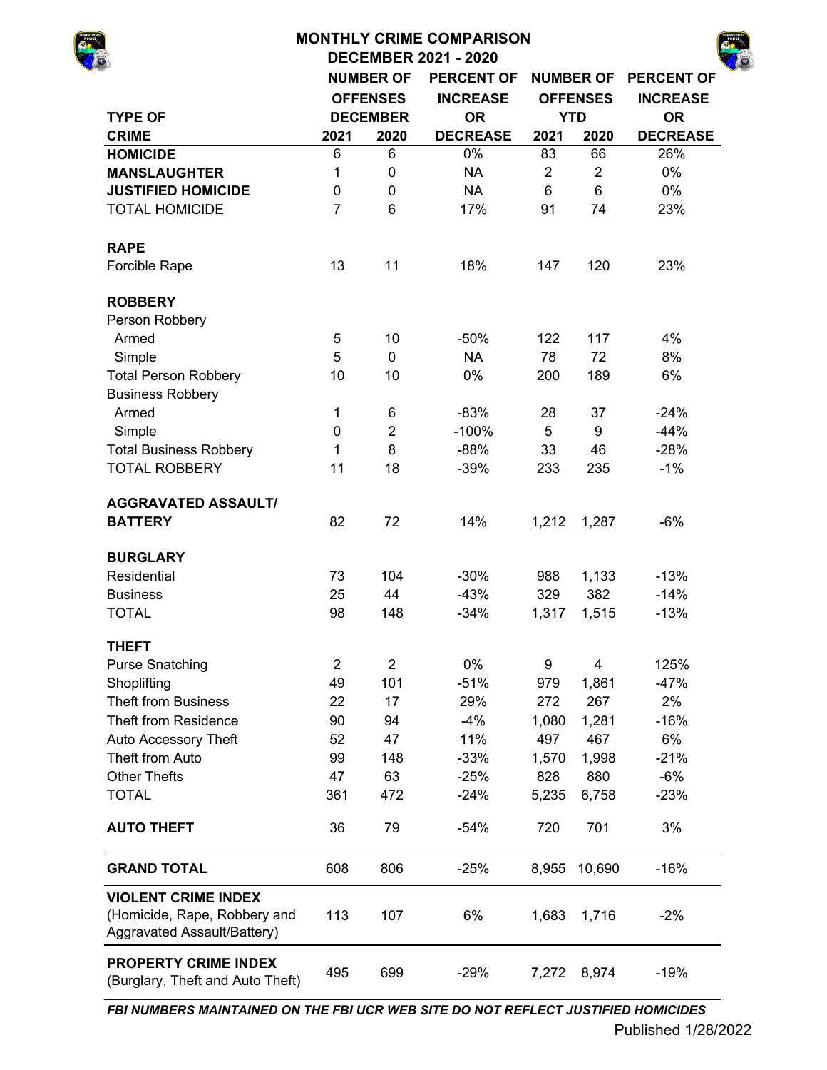# MONTHLY CRIME COMPARISON

## DECEMBER 2021 - 2020

| TYPE OF CRIME | NUMBER OF OFFENSES DECEMBER 2021 | NUMBER OF OFFENSES DECEMBER 2020 | PERCENT OF INCREASE OR DECREASE | NUMBER OF OFFENSES YTD 2021 | NUMBER OF OFFENSES YTD 2020 | PERCENT OF INCREASE OR DECREASE |
|---|---|---|---|---|---|---|
| **HOMICIDE** | 6 | 6 | 0% | 83 | 66 | 26% |
| **MANSLAUGHTER** | 1 | 0 | NA | 2 | 2 | 0% |
| **JUSTIFIED HOMICIDE** | 0 | 0 | NA | 6 | 6 | 0% |
| TOTAL HOMICIDE | 7 | 6 | 17% | 91 | 74 | 23% |
| **RAPE** | | | | | | |
| Forcible Rape | 13 | 11 | 18% | 147 | 120 | 23% |
| **ROBBERY** | | | | | | |
| Person Robbery | | | | | | |
| Armed | 5 | 10 | -50% | 122 | 117 | 4% |
| Simple | 5 | 0 | NA | 78 | 72 | 8% |
| Total Person Robbery | 10 | 10 | 0% | 200 | 189 | 6% |
| Business Robbery | | | | | | |
| Armed | 1 | 6 | -83% | 28 | 37 | -24% |
| Simple | 0 | 2 | -100% | 5 | 9 | -44% |
| Total Business Robbery | 1 | 8 | -88% | 33 | 46 | -28% |
| TOTAL ROBBERY | 11 | 18 | -39% | 233 | 235 | -1% |
| **AGGRAVATED ASSAULT/ BATTERY** | 82 | 72 | 14% | 1,212 | 1,287 | -6% |
| **BURGLARY** | | | | | | |
| Residential | 73 | 104 | -30% | 988 | 1,133 | -13% |
| Business | 25 | 44 | -43% | 329 | 382 | -14% |
| TOTAL | 98 | 148 | -34% | 1,317 | 1,515 | -13% |
| **THEFT** | | | | | | |
| Purse Snatching | 2 | 2 | 0% | 9 | 4 | 125% |
| Shoplifting | 49 | 101 | -51% | 979 | 1,861 | -47% |
| Theft from Business | 22 | 17 | 29% | 272 | 267 | 2% |
| Theft from Residence | 90 | 94 | -4% | 1,080 | 1,281 | -16% |
| Auto Accessory Theft | 52 | 47 | 11% | 497 | 467 | 6% |
| Theft from Auto | 99 | 148 | -33% | 1,570 | 1,998 | -21% |
| Other Thefts | 47 | 63 | -25% | 828 | 880 | -6% |
| TOTAL | 361 | 472 | -24% | 5,235 | 6,758 | -23% |
| **AUTO THEFT** | 36 | 79 | -54% | 720 | 701 | 3% |
| **GRAND TOTAL** | 608 | 806 | -25% | 8,955 | 10,690 | -16% |
| **VIOLENT CRIME INDEX** (Homicide, Rape, Robbery and Aggravated Assault/Battery) | 113 | 107 | 6% | 1,683 | 1,716 | -2% |
| **PROPERTY CRIME INDEX** (Burglary, Theft and Auto Theft) | 495 | 699 | -29% | 7,272 | 8,974 | -19% |

***FBI NUMBERS MAINTAINED ON THE FBI UCR WEB SITE DO NOT REFLECT JUSTIFIED HOMICIDES***

Published 1/28/2022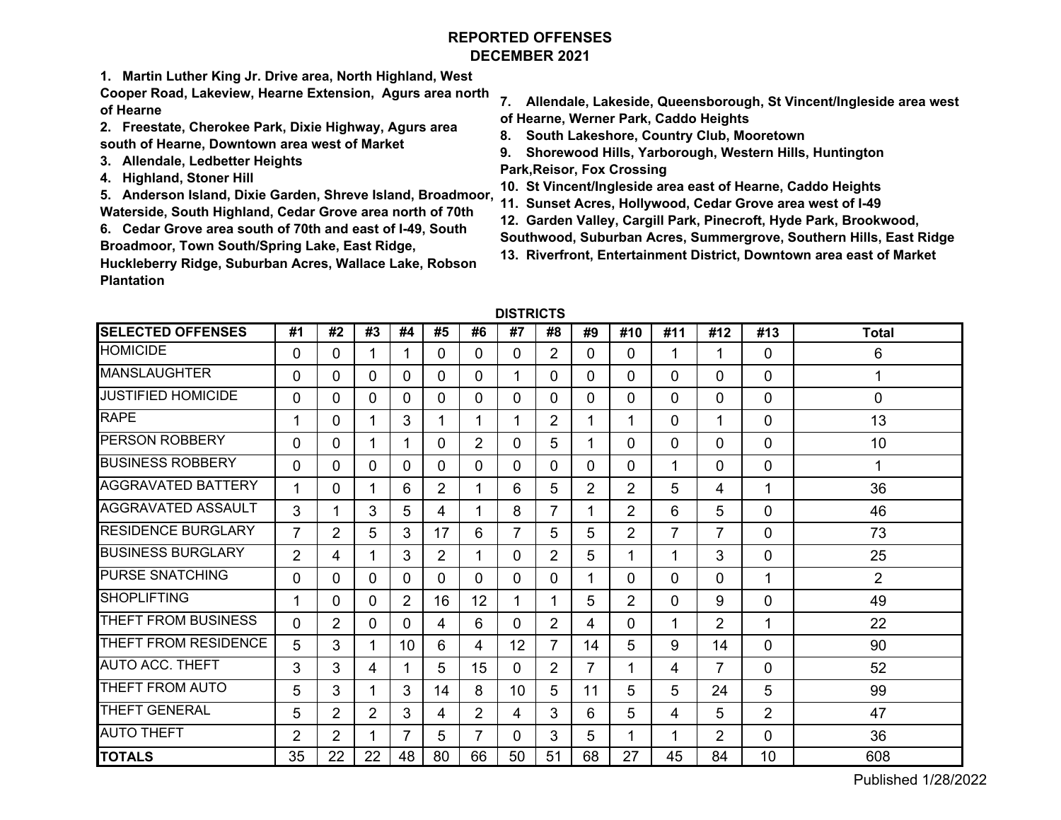# REPORTED OFFENSES
## DECEMBER 2021

1. **Martin Luther King Jr. Drive area, North Highland, West Cooper Road, Lakeview, Hearne Extension, Agurs area north of Hearne**
2. **Freestate, Cherokee Park, Dixie Highway, Agurs area south of Hearne, Downtown area west of Market**
3. **Allendale, Ledbetter Heights**
4. **Highland, Stoner Hill**
5. **Anderson Island, Dixie Garden, Shreve Island, Broadmoor, Waterside, South Highland, Cedar Grove area north of 70th**
6. **Cedar Grove area south of 70th and east of I-49, South Broadmoor, Town South/Spring Lake, East Ridge, Huckleberry Ridge, Suburban Acres, Wallace Lake, Robson Plantation**
7. **Allendale, Lakeside, Queensborough, St Vincent/Ingleside area west of Hearne, Werner Park, Caddo Heights**
8. **South Lakeshore, Country Club, Mooretown**
9. **Shorewood Hills, Yarborough, Western Hills, Huntington Park,Reisor, Fox Crossing**
10. **St Vincent/Ingleside area east of Hearne, Caddo Heights**
11. **Sunset Acres, Hollywood, Cedar Grove area west of I-49**
12. **Garden Valley, Cargill Park, Pinecroft, Hyde Park, Brookwood, Southwood, Suburban Acres, Summergrove, Southern Hills, East Ridge**
13. **Riverfront, Entertainment District, Downtown area east of Market**

**DISTRICTS**

| SELECTED OFFENSES | #1 | #2 | #3 | #4 | #5 | #6 | #7 | #8 | #9 | #10 | #11 | #12 | #13 | Total |
|---|---|---|---|---|---|---|---|---|---|---|---|---|---|---|
| HOMICIDE | 0 | 0 | 1 | 1 | 0 | 0 | 0 | 2 | 0 | 0 | 1 | 1 | 0 | 6 |
| MANSLAUGHTER | 0 | 0 | 0 | 0 | 0 | 0 | 1 | 0 | 0 | 0 | 0 | 0 | 0 | 1 |
| JUSTIFIED HOMICIDE | 0 | 0 | 0 | 0 | 0 | 0 | 0 | 0 | 0 | 0 | 0 | 0 | 0 | 0 |
| RAPE | 1 | 0 | 1 | 3 | 1 | 1 | 1 | 2 | 1 | 1 | 0 | 1 | 0 | 13 |
| PERSON ROBBERY | 0 | 0 | 1 | 1 | 0 | 2 | 0 | 5 | 1 | 0 | 0 | 0 | 0 | 10 |
| BUSINESS ROBBERY | 0 | 0 | 0 | 0 | 0 | 0 | 0 | 0 | 0 | 0 | 1 | 0 | 0 | 1 |
| AGGRAVATED BATTERY | 1 | 0 | 1 | 6 | 2 | 1 | 6 | 5 | 2 | 2 | 5 | 4 | 1 | 36 |
| AGGRAVATED ASSAULT | 3 | 1 | 3 | 5 | 4 | 1 | 8 | 7 | 1 | 2 | 6 | 5 | 0 | 46 |
| RESIDENCE BURGLARY | 7 | 2 | 5 | 3 | 17 | 6 | 7 | 5 | 5 | 2 | 7 | 7 | 0 | 73 |
| BUSINESS BURGLARY | 2 | 4 | 1 | 3 | 2 | 1 | 0 | 2 | 5 | 1 | 1 | 3 | 0 | 25 |
| PURSE SNATCHING | 0 | 0 | 0 | 0 | 0 | 0 | 0 | 0 | 1 | 0 | 0 | 0 | 1 | 2 |
| SHOPLIFTING | 1 | 0 | 0 | 2 | 16 | 12 | 1 | 1 | 5 | 2 | 0 | 9 | 0 | 49 |
| THEFT FROM BUSINESS | 0 | 2 | 0 | 0 | 4 | 6 | 0 | 2 | 4 | 0 | 1 | 2 | 1 | 22 |
| THEFT FROM RESIDENCE | 5 | 3 | 1 | 10 | 6 | 4 | 12 | 7 | 14 | 5 | 9 | 14 | 0 | 90 |
| AUTO ACC. THEFT | 3 | 3 | 4 | 1 | 5 | 15 | 0 | 2 | 7 | 1 | 4 | 7 | 0 | 52 |
| THEFT FROM AUTO | 5 | 3 | 1 | 3 | 14 | 8 | 10 | 5 | 11 | 5 | 5 | 24 | 5 | 99 |
| THEFT GENERAL | 5 | 2 | 2 | 3 | 4 | 2 | 4 | 3 | 6 | 5 | 4 | 5 | 2 | 47 |
| AUTO THEFT | 2 | 2 | 1 | 7 | 5 | 7 | 0 | 3 | 5 | 1 | 1 | 2 | 0 | 36 |
| **TOTALS** | 35 | 22 | 22 | 48 | 80 | 66 | 50 | 51 | 68 | 27 | 45 | 84 | 10 | 608 |

Published 1/28/2022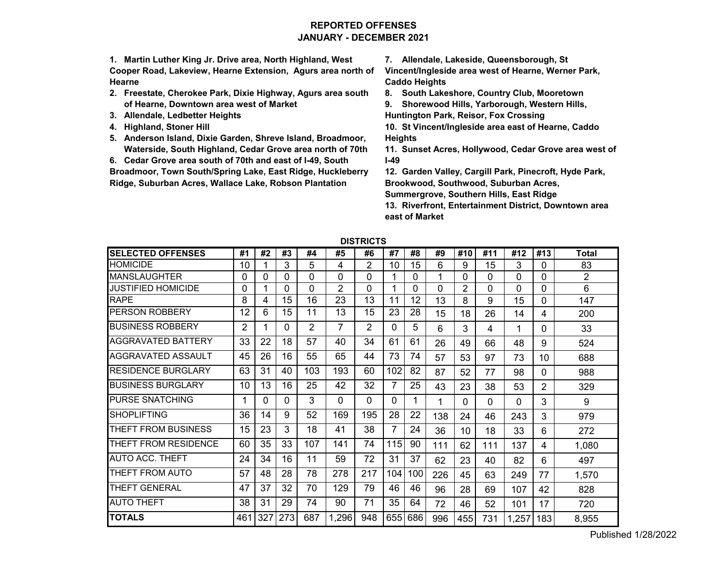# REPORTED OFFENSES
## JANUARY - DECEMBER 2021

1. **Martin Luther King Jr. Drive area, North Highland, West Cooper Road, Lakeview, Hearne Extension, Agurs area north of Hearne**
2. **Freestate, Cherokee Park, Dixie Highway, Agurs area south of Hearne, Downtown area west of Market**
3. **Allendale, Ledbetter Heights**
4. **Highland, Stoner Hill**
5. **Anderson Island, Dixie Garden, Shreve Island, Broadmoor, Waterside, South Highland, Cedar Grove area north of 70th**
6. **Cedar Grove area south of 70th and east of I-49, South Broadmoor, Town South/Spring Lake, East Ridge, Huckleberry Ridge, Suburban Acres, Wallace Lake, Robson Plantation**
7. **Allendale, Lakeside, Queensborough, St Vincent/Ingleside area west of Hearne, Werner Park, Caddo Heights**
8. **South Lakeshore, Country Club, Mooretown**
9. **Shorewood Hills, Yarborough, Western Hills, Huntington Park, Reisor, Fox Crossing**
10. **St Vincent/Ingleside area east of Hearne, Caddo Heights**
11. **Sunset Acres, Hollywood, Cedar Grove area west of I-49**
12. **Garden Valley, Cargill Park, Pinecroft, Hyde Park, Brookwood, Southwood, Suburban Acres, Summergrove, Southern Hills, East Ridge**
13. **Riverfront, Entertainment District, Downtown area east of Market**

**DISTRICTS**

| SELECTED OFFENSES | #1 | #2 | #3 | #4 | #5 | #6 | #7 | #8 | #9 | #10 | #11 | #12 | #13 | Total |
|---|---|---|---|---|---|---|---|---|---|---|---|---|---|---|
| HOMICIDE | 10 | 1 | 3 | 5 | 4 | 2 | 10 | 15 | 6 | 9 | 15 | 3 | 0 | 83 |
| MANSLAUGHTER | 0 | 0 | 0 | 0 | 0 | 0 | 1 | 0 | 1 | 0 | 0 | 0 | 0 | 2 |
| JUSTIFIED HOMICIDE | 0 | 1 | 0 | 0 | 2 | 0 | 1 | 0 | 0 | 2 | 0 | 0 | 0 | 6 |
| RAPE | 8 | 4 | 15 | 16 | 23 | 13 | 11 | 12 | 13 | 8 | 9 | 15 | 0 | 147 |
| PERSON ROBBERY | 12 | 6 | 15 | 11 | 13 | 15 | 23 | 28 | 15 | 18 | 26 | 14 | 4 | 200 |
| BUSINESS ROBBERY | 2 | 1 | 0 | 2 | 7 | 2 | 0 | 5 | 6 | 3 | 4 | 1 | 0 | 33 |
| AGGRAVATED BATTERY | 33 | 22 | 18 | 57 | 40 | 34 | 61 | 61 | 26 | 49 | 66 | 48 | 9 | 524 |
| AGGRAVATED ASSAULT | 45 | 26 | 16 | 55 | 65 | 44 | 73 | 74 | 57 | 53 | 97 | 73 | 10 | 688 |
| RESIDENCE BURGLARY | 63 | 31 | 40 | 103 | 193 | 60 | 102 | 82 | 87 | 52 | 77 | 98 | 0 | 988 |
| BUSINESS BURGLARY | 10 | 13 | 16 | 25 | 42 | 32 | 7 | 25 | 43 | 23 | 38 | 53 | 2 | 329 |
| PURSE SNATCHING | 1 | 0 | 0 | 3 | 0 | 0 | 0 | 1 | 1 | 0 | 0 | 0 | 3 | 9 |
| SHOPLIFTING | 36 | 14 | 9 | 52 | 169 | 195 | 28 | 22 | 138 | 24 | 46 | 243 | 3 | 979 |
| THEFT FROM BUSINESS | 15 | 23 | 3 | 18 | 41 | 38 | 7 | 24 | 36 | 10 | 18 | 33 | 6 | 272 |
| THEFT FROM RESIDENCE | 60 | 35 | 33 | 107 | 141 | 74 | 115 | 90 | 111 | 62 | 111 | 137 | 4 | 1,080 |
| AUTO ACC. THEFT | 24 | 34 | 16 | 11 | 59 | 72 | 31 | 37 | 62 | 23 | 40 | 82 | 6 | 497 |
| THEFT FROM AUTO | 57 | 48 | 28 | 78 | 278 | 217 | 104 | 100 | 226 | 45 | 63 | 249 | 77 | 1,570 |
| THEFT GENERAL | 47 | 37 | 32 | 70 | 129 | 79 | 46 | 46 | 96 | 28 | 69 | 107 | 42 | 828 |
| AUTO THEFT | 38 | 31 | 29 | 74 | 90 | 71 | 35 | 64 | 72 | 46 | 52 | 101 | 17 | 720 |
| **TOTALS** | 461 | 327 | 273 | 687 | 1,296 | 948 | 655 | 686 | 996 | 455 | 731 | 1,257 | 183 | 8,955 |

Published 1/28/2022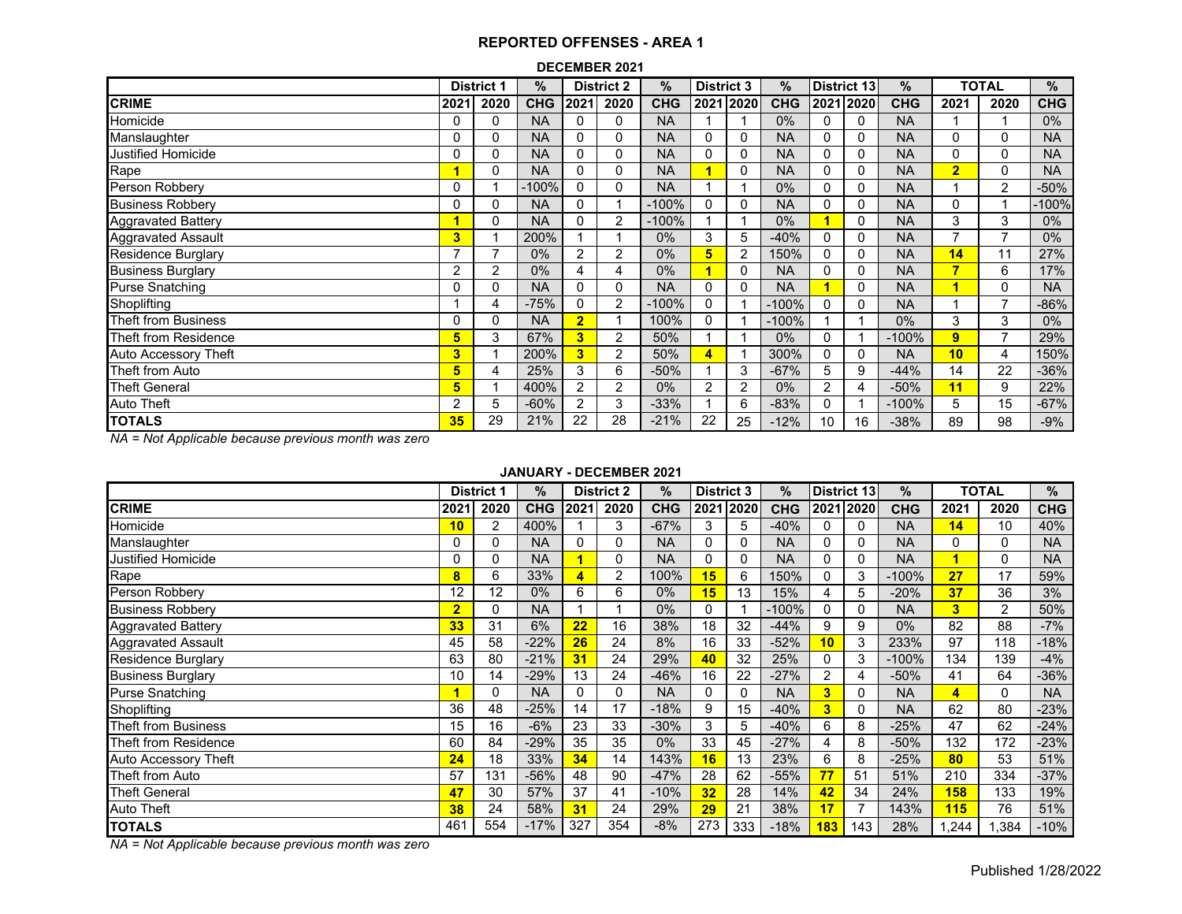## REPORTED OFFENSES - AREA 1

### DECEMBER 2021

| | District 1 | | % | District 2 | | % | District 3 | | % | District 13 | | % | TOTAL | | % |
|---|---|---|---|---|---|---|---|---|---|---|---|---|---|---|---|
| **CRIME** | **2021** | **2020** | **CHG** | **2021** | **2020** | **CHG** | **2021** | **2020** | **CHG** | **2021** | **2020** | **CHG** | **2021** | **2020** | **CHG** |
| Homicide | 0 | 0 | NA | 0 | 0 | NA | 1 | 1 | 0% | 0 | 0 | NA | 1 | 1 | 0% |
| Manslaughter | 0 | 0 | NA | 0 | 0 | NA | 0 | 0 | NA | 0 | 0 | NA | 0 | 0 | NA |
| Justified Homicide | 0 | 0 | NA | 0 | 0 | NA | 0 | 0 | NA | 0 | 0 | NA | 0 | 0 | NA |
| Rape | **1** | 0 | NA | 0 | 0 | NA | **1** | 0 | NA | 0 | 0 | NA | **2** | 0 | NA |
| Person Robbery | 0 | 1 | -100% | 0 | 0 | NA | 1 | 1 | 0% | 0 | 0 | NA | 1 | 2 | -50% |
| Business Robbery | 0 | 0 | NA | 0 | 1 | -100% | 0 | 0 | NA | 0 | 0 | NA | 0 | 1 | -100% |
| Aggravated Battery | **1** | 0 | NA | 0 | 2 | -100% | 1 | 1 | 0% | **1** | 0 | NA | 3 | 3 | 0% |
| Aggravated Assault | **3** | 1 | 200% | 1 | 1 | 0% | 3 | 5 | -40% | 0 | 0 | NA | 7 | 7 | 0% |
| Residence Burglary | 7 | 7 | 0% | 2 | 2 | 0% | **5** | 2 | 150% | 0 | 0 | NA | **14** | 11 | 27% |
| Business Burglary | 2 | 2 | 0% | 4 | 4 | 0% | **1** | 0 | NA | 0 | 0 | NA | **7** | 6 | 17% |
| Purse Snatching | 0 | 0 | NA | 0 | 0 | NA | 0 | 0 | NA | **1** | 0 | NA | **1** | 0 | NA |
| Shoplifting | 1 | 4 | -75% | 0 | 2 | -100% | 0 | 1 | -100% | 0 | 0 | NA | 1 | 7 | -86% |
| Theft from Business | 0 | 0 | NA | **2** | 1 | 100% | 0 | 1 | -100% | 1 | 1 | 0% | 3 | 3 | 0% |
| Theft from Residence | **5** | 3 | 67% | **3** | 2 | 50% | 1 | 1 | 0% | 0 | 1 | -100% | **9** | 7 | 29% |
| Auto Accessory Theft | **3** | 1 | 200% | **3** | 2 | 50% | **4** | 1 | 300% | 0 | 0 | NA | **10** | 4 | 150% |
| Theft from Auto | **5** | 4 | 25% | 3 | 6 | -50% | 1 | 3 | -67% | 5 | 9 | -44% | 14 | 22 | -36% |
| Theft General | **5** | 1 | 400% | 2 | 2 | 0% | 2 | 2 | 0% | 2 | 4 | -50% | **11** | 9 | 22% |
| Auto Theft | 2 | 5 | -60% | 2 | 3 | -33% | 1 | 6 | -83% | 0 | 1 | -100% | 5 | 15 | -67% |
| **TOTALS** | **35** | 29 | 21% | 22 | 28 | -21% | 22 | 25 | -12% | 10 | 16 | -38% | 89 | 98 | -9% |

*NA = Not Applicable because previous month was zero*

### JANUARY - DECEMBER 2021

| | District 1 | | % | District 2 | | % | District 3 | | % | District 13 | | % | TOTAL | | % |
|---|---|---|---|---|---|---|---|---|---|---|---|---|---|---|---|
| **CRIME** | **2021** | **2020** | **CHG** | **2021** | **2020** | **CHG** | **2021** | **2020** | **CHG** | **2021** | **2020** | **CHG** | **2021** | **2020** | **CHG** |
| Homicide | **10** | 2 | 400% | 1 | 3 | -67% | 3 | 5 | -40% | 0 | 0 | NA | **14** | 10 | 40% |
| Manslaughter | 0 | 0 | NA | 0 | 0 | NA | 0 | 0 | NA | 0 | 0 | NA | 0 | 0 | NA |
| Justified Homicide | 0 | 0 | NA | **1** | 0 | NA | 0 | 0 | NA | 0 | 0 | NA | **1** | 0 | NA |
| Rape | **8** | 6 | 33% | **4** | 2 | 100% | **15** | 6 | 150% | 0 | 3 | -100% | **27** | 17 | 59% |
| Person Robbery | 12 | 12 | 0% | 6 | 6 | 0% | **15** | 13 | 15% | 4 | 5 | -20% | **37** | 36 | 3% |
| Business Robbery | **2** | 0 | NA | 1 | 1 | 0% | 0 | 1 | -100% | 0 | 0 | NA | **3** | 2 | 50% |
| Aggravated Battery | **33** | 31 | 6% | **22** | 16 | 38% | 18 | 32 | -44% | 9 | 9 | 0% | 82 | 88 | -7% |
| Aggravated Assault | 45 | 58 | -22% | **26** | 24 | 8% | 16 | 33 | -52% | **10** | 3 | 233% | 97 | 118 | -18% |
| Residence Burglary | 63 | 80 | -21% | **31** | 24 | 29% | **40** | 32 | 25% | 0 | 3 | -100% | 134 | 139 | -4% |
| Business Burglary | 10 | 14 | -29% | 13 | 24 | -46% | 16 | 22 | -27% | 2 | 4 | -50% | 41 | 64 | -36% |
| Purse Snatching | **1** | 0 | NA | 0 | 0 | NA | 0 | 0 | NA | **3** | 0 | NA | **4** | 0 | NA |
| Shoplifting | 36 | 48 | -25% | 14 | 17 | -18% | 9 | 15 | -40% | **3** | 0 | NA | 62 | 80 | -23% |
| Theft from Business | 15 | 16 | -6% | 23 | 33 | -30% | 3 | 5 | -40% | 6 | 8 | -25% | 47 | 62 | -24% |
| Theft from Residence | 60 | 84 | -29% | 35 | 35 | 0% | 33 | 45 | -27% | 4 | 8 | -50% | 132 | 172 | -23% |
| Auto Accessory Theft | **24** | 18 | 33% | **34** | 14 | 143% | **16** | 13 | 23% | 6 | 8 | -25% | **80** | 53 | 51% |
| Theft from Auto | 57 | 131 | -56% | 48 | 90 | -47% | 28 | 62 | -55% | **77** | 51 | 51% | 210 | 334 | -37% |
| Theft General | **47** | 30 | 57% | 37 | 41 | -10% | **32** | 28 | 14% | **42** | 34 | 24% | **158** | 133 | 19% |
| Auto Theft | **38** | 24 | 58% | **31** | 24 | 29% | **29** | 21 | 38% | **17** | 7 | 143% | **115** | 76 | 51% |
| **TOTALS** | 461 | 554 | -17% | 327 | 354 | -8% | 273 | 333 | -18% | **183** | 143 | 28% | 1,244 | 1,384 | -10% |

*NA = Not Applicable because previous month was zero*

Published 1/28/2022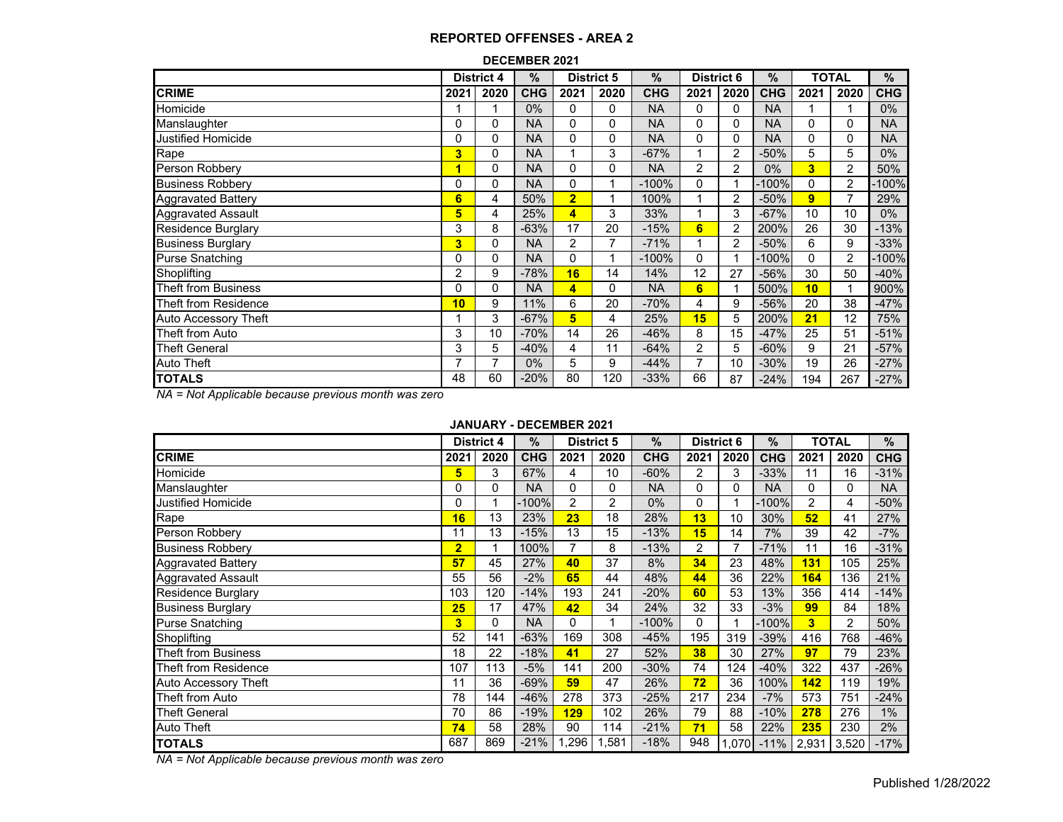## REPORTED OFFENSES - AREA 2

### DECEMBER 2021

| | District 4 | | % | District 5 | | % | District 6 | | % | TOTAL | | % |
|---|---|---|---|---|---|---|---|---|---|---|---|---|
| **CRIME** | **2021** | **2020** | **CHG** | **2021** | **2020** | **CHG** | **2021** | **2020** | **CHG** | **2021** | **2020** | **CHG** |
| Homicide | 1 | 1 | 0% | 0 | 0 | NA | 0 | 0 | NA | 1 | 1 | 0% |
| Manslaughter | 0 | 0 | NA | 0 | 0 | NA | 0 | 0 | NA | 0 | 0 | NA |
| Justified Homicide | 0 | 0 | NA | 0 | 0 | NA | 0 | 0 | NA | 0 | 0 | NA |
| Rape | **3** | 0 | NA | 1 | 3 | -67% | 1 | 2 | -50% | 5 | 5 | 0% |
| Person Robbery | **1** | 0 | NA | 0 | 0 | NA | 2 | 2 | 0% | **3** | 2 | 50% |
| Business Robbery | 0 | 0 | NA | 0 | 1 | -100% | 0 | 1 | -100% | 0 | 2 | -100% |
| Aggravated Battery | **6** | 4 | 50% | **2** | 1 | 100% | 1 | 2 | -50% | **9** | 7 | 29% |
| Aggravated Assault | **5** | 4 | 25% | **4** | 3 | 33% | 1 | 3 | -67% | 10 | 10 | 0% |
| Residence Burglary | 3 | 8 | -63% | 17 | 20 | -15% | **6** | 2 | 200% | 26 | 30 | -13% |
| Business Burglary | **3** | 0 | NA | 2 | 7 | -71% | 1 | 2 | -50% | 6 | 9 | -33% |
| Purse Snatching | 0 | 0 | NA | 0 | 1 | -100% | 0 | 1 | -100% | 0 | 2 | -100% |
| Shoplifting | 2 | 9 | -78% | **16** | 14 | 14% | 12 | 27 | -56% | 30 | 50 | -40% |
| Theft from Business | 0 | 0 | NA | **4** | 0 | NA | **6** | 1 | 500% | **10** | 1 | 900% |
| Theft from Residence | **10** | 9 | 11% | 6 | 20 | -70% | 4 | 9 | -56% | 20 | 38 | -47% |
| Auto Accessory Theft | 1 | 3 | -67% | **5** | 4 | 25% | **15** | 5 | 200% | **21** | 12 | 75% |
| Theft from Auto | 3 | 10 | -70% | 14 | 26 | -46% | 8 | 15 | -47% | 25 | 51 | -51% |
| Theft General | 3 | 5 | -40% | 4 | 11 | -64% | 2 | 5 | -60% | 9 | 21 | -57% |
| Auto Theft | 7 | 7 | 0% | 5 | 9 | -44% | 7 | 10 | -30% | 19 | 26 | -27% |
| **TOTALS** | 48 | 60 | -20% | 80 | 120 | -33% | 66 | 87 | -24% | 194 | 267 | -27% |

*NA = Not Applicable because previous month was zero*

### JANUARY - DECEMBER 2021

| | District 4 | | % | District 5 | | % | District 6 | | % | TOTAL | | % |
|---|---|---|---|---|---|---|---|---|---|---|---|---|
| **CRIME** | **2021** | **2020** | **CHG** | **2021** | **2020** | **CHG** | **2021** | **2020** | **CHG** | **2021** | **2020** | **CHG** |
| Homicide | **5** | 3 | 67% | 4 | 10 | -60% | 2 | 3 | -33% | 11 | 16 | -31% |
| Manslaughter | 0 | 0 | NA | 0 | 0 | NA | 0 | 0 | NA | 0 | 0 | NA |
| Justified Homicide | 0 | 1 | -100% | 2 | 2 | 0% | 0 | 1 | -100% | 2 | 4 | -50% |
| Rape | **16** | 13 | 23% | **23** | 18 | 28% | **13** | 10 | 30% | **52** | 41 | 27% |
| Person Robbery | 11 | 13 | -15% | 13 | 15 | -13% | **15** | 14 | 7% | 39 | 42 | -7% |
| Business Robbery | **2** | 1 | 100% | 7 | 8 | -13% | 2 | 7 | -71% | 11 | 16 | -31% |
| Aggravated Battery | **57** | 45 | 27% | **40** | 37 | 8% | **34** | 23 | 48% | **131** | 105 | 25% |
| Aggravated Assault | 55 | 56 | -2% | **65** | 44 | 48% | **44** | 36 | 22% | **164** | 136 | 21% |
| Residence Burglary | 103 | 120 | -14% | 193 | 241 | -20% | **60** | 53 | 13% | 356 | 414 | -14% |
| Business Burglary | **25** | 17 | 47% | **42** | 34 | 24% | 32 | 33 | -3% | **99** | 84 | 18% |
| Purse Snatching | **3** | 0 | NA | 0 | 1 | -100% | 0 | 1 | -100% | **3** | 2 | 50% |
| Shoplifting | 52 | 141 | -63% | 169 | 308 | -45% | 195 | 319 | -39% | 416 | 768 | -46% |
| Theft from Business | 18 | 22 | -18% | **41** | 27 | 52% | **38** | 30 | 27% | **97** | 79 | 23% |
| Theft from Residence | 107 | 113 | -5% | 141 | 200 | -30% | 74 | 124 | -40% | 322 | 437 | -26% |
| Auto Accessory Theft | 11 | 36 | -69% | **59** | 47 | 26% | **72** | 36 | 100% | **142** | 119 | 19% |
| Theft from Auto | 78 | 144 | -46% | 278 | 373 | -25% | 217 | 234 | -7% | 573 | 751 | -24% |
| Theft General | 70 | 86 | -19% | **129** | 102 | 26% | 79 | 88 | -10% | **278** | 276 | 1% |
| Auto Theft | **74** | 58 | 28% | 90 | 114 | -21% | **71** | 58 | 22% | **235** | 230 | 2% |
| **TOTALS** | 687 | 869 | -21% | 1,296 | 1,581 | -18% | 948 | 1,070 | -11% | 2,931 | 3,520 | -17% |

*NA = Not Applicable because previous month was zero*

Published 1/28/2022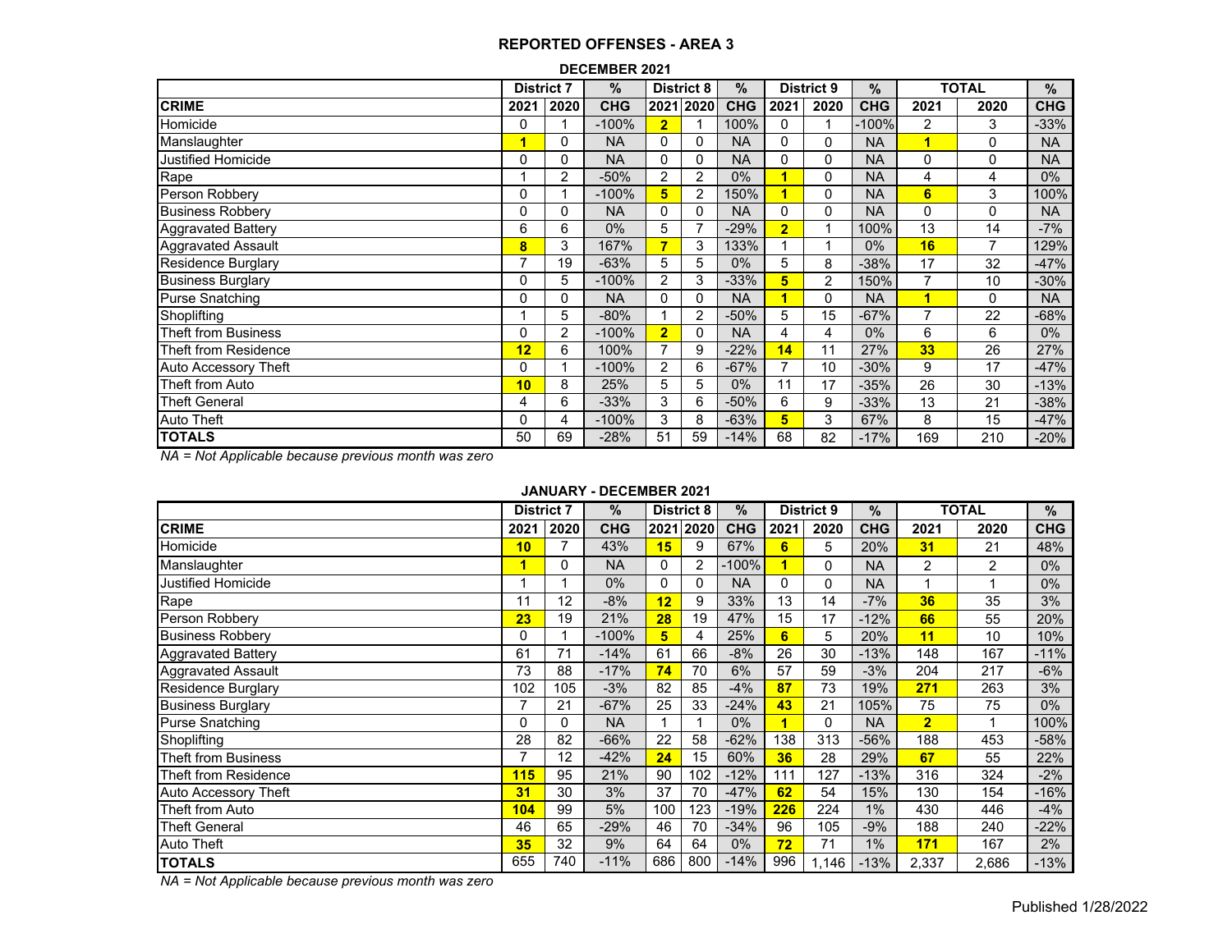# REPORTED OFFENSES - AREA 3

## DECEMBER 2021

| | District 7 | | % | District 8 | | % | District 9 | | % | TOTAL | | % |
|---|---|---|---|---|---|---|---|---|---|---|---|---|
| **CRIME** | **2021** | **2020** | **CHG** | **2021** | **2020** | **CHG** | **2021** | **2020** | **CHG** | **2021** | **2020** | **CHG** |
| Homicide | 0 | 1 | -100% | **2** | 1 | 100% | 0 | 1 | -100% | 2 | 3 | -33% |
| Manslaughter | **1** | 0 | NA | 0 | 0 | NA | 0 | 0 | NA | **1** | 0 | NA |
| Justified Homicide | 0 | 0 | NA | 0 | 0 | NA | 0 | 0 | NA | 0 | 0 | NA |
| Rape | 1 | 2 | -50% | 2 | 2 | 0% | **1** | 0 | NA | 4 | 4 | 0% |
| Person Robbery | 0 | 1 | -100% | **5** | 2 | 150% | **1** | 0 | NA | **6** | 3 | 100% |
| Business Robbery | 0 | 0 | NA | 0 | 0 | NA | 0 | 0 | NA | 0 | 0 | NA |
| Aggravated Battery | 6 | 6 | 0% | 5 | 7 | -29% | **2** | 1 | 100% | 13 | 14 | -7% |
| Aggravated Assault | **8** | 3 | 167% | **7** | 3 | 133% | 1 | 1 | 0% | **16** | 7 | 129% |
| Residence Burglary | 7 | 19 | -63% | 5 | 5 | 0% | 5 | 8 | -38% | 17 | 32 | -47% |
| Business Burglary | 0 | 5 | -100% | 2 | 3 | -33% | **5** | 2 | 150% | 7 | 10 | -30% |
| Purse Snatching | 0 | 0 | NA | 0 | 0 | NA | **1** | 0 | NA | **1** | 0 | NA |
| Shoplifting | 1 | 5 | -80% | 1 | 2 | -50% | 5 | 15 | -67% | 7 | 22 | -68% |
| Theft from Business | 0 | 2 | -100% | **2** | 0 | NA | 4 | 4 | 0% | 6 | 6 | 0% |
| Theft from Residence | **12** | 6 | 100% | 7 | 9 | -22% | **14** | 11 | 27% | **33** | 26 | 27% |
| Auto Accessory Theft | 0 | 1 | -100% | 2 | 6 | -67% | 7 | 10 | -30% | 9 | 17 | -47% |
| Theft from Auto | **10** | 8 | 25% | 5 | 5 | 0% | 11 | 17 | -35% | 26 | 30 | -13% |
| Theft General | 4 | 6 | -33% | 3 | 6 | -50% | 6 | 9 | -33% | 13 | 21 | -38% |
| Auto Theft | 0 | 4 | -100% | 3 | 8 | -63% | **5** | 3 | 67% | 8 | 15 | -47% |
| **TOTALS** | 50 | 69 | -28% | 51 | 59 | -14% | 68 | 82 | -17% | 169 | 210 | -20% |

*NA = Not Applicable because previous month was zero*

## JANUARY - DECEMBER 2021

| | District 7 | | % | District 8 | | % | District 9 | | % | TOTAL | | % |
|---|---|---|---|---|---|---|---|---|---|---|---|---|
| **CRIME** | **2021** | **2020** | **CHG** | **2021** | **2020** | **CHG** | **2021** | **2020** | **CHG** | **2021** | **2020** | **CHG** |
| Homicide | **10** | 7 | 43% | **15** | 9 | 67% | **6** | 5 | 20% | **31** | 21 | 48% |
| Manslaughter | **1** | 0 | NA | 0 | 2 | -100% | **1** | 0 | NA | 2 | 2 | 0% |
| Justified Homicide | 1 | 1 | 0% | 0 | 0 | NA | 0 | 0 | NA | 1 | 1 | 0% |
| Rape | 11 | 12 | -8% | **12** | 9 | 33% | 13 | 14 | -7% | **36** | 35 | 3% |
| Person Robbery | **23** | 19 | 21% | **28** | 19 | 47% | 15 | 17 | -12% | **66** | 55 | 20% |
| Business Robbery | 0 | 1 | -100% | **5** | 4 | 25% | **6** | 5 | 20% | **11** | 10 | 10% |
| Aggravated Battery | 61 | 71 | -14% | 61 | 66 | -8% | 26 | 30 | -13% | 148 | 167 | -11% |
| Aggravated Assault | 73 | 88 | -17% | **74** | 70 | 6% | 57 | 59 | -3% | 204 | 217 | -6% |
| Residence Burglary | 102 | 105 | -3% | 82 | 85 | -4% | **87** | 73 | 19% | **271** | 263 | 3% |
| Business Burglary | 7 | 21 | -67% | 25 | 33 | -24% | **43** | 21 | 105% | 75 | 75 | 0% |
| Purse Snatching | 0 | 0 | NA | 1 | 1 | 0% | **1** | 0 | NA | **2** | 1 | 100% |
| Shoplifting | 28 | 82 | -66% | 22 | 58 | -62% | 138 | 313 | -56% | 188 | 453 | -58% |
| Theft from Business | 7 | 12 | -42% | **24** | 15 | 60% | **36** | 28 | 29% | **67** | 55 | 22% |
| Theft from Residence | **115** | 95 | 21% | 90 | 102 | -12% | 111 | 127 | -13% | 316 | 324 | -2% |
| Auto Accessory Theft | **31** | 30 | 3% | 37 | 70 | -47% | **62** | 54 | 15% | 130 | 154 | -16% |
| Theft from Auto | **104** | 99 | 5% | 100 | 123 | -19% | **226** | 224 | 1% | 430 | 446 | -4% |
| Theft General | 46 | 65 | -29% | 46 | 70 | -34% | 96 | 105 | -9% | 188 | 240 | -22% |
| Auto Theft | **35** | 32 | 9% | 64 | 64 | 0% | **72** | 71 | 1% | **171** | 167 | 2% |
| **TOTALS** | 655 | 740 | -11% | 686 | 800 | -14% | 996 | 1,146 | -13% | 2,337 | 2,686 | -13% |

*NA = Not Applicable because previous month was zero*

Published 1/28/2022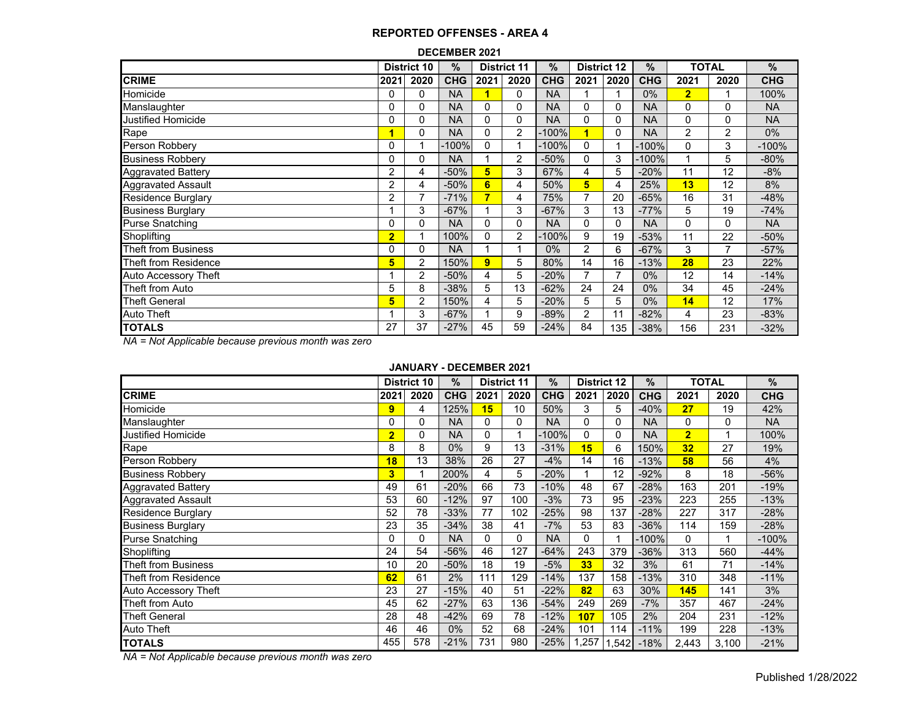## REPORTED OFFENSES - AREA 4

### DECEMBER 2021

| | District 10 | | % | District 11 | | % | District 12 | | % | TOTAL | | % |
|---|---|---|---|---|---|---|---|---|---|---|---|---|
| **CRIME** | **2021** | **2020** | **CHG** | **2021** | **2020** | **CHG** | **2021** | **2020** | **CHG** | **2021** | **2020** | **CHG** |
| Homicide | 0 | 0 | NA | **1** | 0 | NA | 1 | 1 | 0% | **2** | 1 | 100% |
| Manslaughter | 0 | 0 | NA | 0 | 0 | NA | 0 | 0 | NA | 0 | 0 | NA |
| Justified Homicide | 0 | 0 | NA | 0 | 0 | NA | 0 | 0 | NA | 0 | 0 | NA |
| Rape | **1** | 0 | NA | 0 | 2 | -100% | **1** | 0 | NA | 2 | 2 | 0% |
| Person Robbery | 0 | 1 | -100% | 0 | 1 | -100% | 0 | 1 | -100% | 0 | 3 | -100% |
| Business Robbery | 0 | 0 | NA | 1 | 2 | -50% | 0 | 3 | -100% | 1 | 5 | -80% |
| Aggravated Battery | 2 | 4 | -50% | **5** | 3 | 67% | 4 | 5 | -20% | 11 | 12 | -8% |
| Aggravated Assault | 2 | 4 | -50% | **6** | 4 | 50% | **5** | 4 | 25% | **13** | 12 | 8% |
| Residence Burglary | 2 | 7 | -71% | **7** | 4 | 75% | 7 | 20 | -65% | 16 | 31 | -48% |
| Business Burglary | 1 | 3 | -67% | 1 | 3 | -67% | 3 | 13 | -77% | 5 | 19 | -74% |
| Purse Snatching | 0 | 0 | NA | 0 | 0 | NA | 0 | 0 | NA | 0 | 0 | NA |
| Shoplifting | **2** | 1 | 100% | 0 | 2 | -100% | 9 | 19 | -53% | 11 | 22 | -50% |
| Theft from Business | 0 | 0 | NA | 1 | 1 | 0% | 2 | 6 | -67% | 3 | 7 | -57% |
| Theft from Residence | **5** | 2 | 150% | **9** | 5 | 80% | 14 | 16 | -13% | **28** | 23 | 22% |
| Auto Accessory Theft | 1 | 2 | -50% | 4 | 5 | -20% | 7 | 7 | 0% | 12 | 14 | -14% |
| Theft from Auto | 5 | 8 | -38% | 5 | 13 | -62% | 24 | 24 | 0% | 34 | 45 | -24% |
| Theft General | **5** | 2 | 150% | 4 | 5 | -20% | 5 | 5 | 0% | **14** | 12 | 17% |
| Auto Theft | 1 | 3 | -67% | 1 | 9 | -89% | 2 | 11 | -82% | 4 | 23 | -83% |
| **TOTALS** | 27 | 37 | -27% | 45 | 59 | -24% | 84 | 135 | -38% | 156 | 231 | -32% |

*NA = Not Applicable because previous month was zero*

### JANUARY - DECEMBER 2021

| | District 10 | | % | District 11 | | % | District 12 | | % | TOTAL | | % |
|---|---|---|---|---|---|---|---|---|---|---|---|---|
| **CRIME** | **2021** | **2020** | **CHG** | **2021** | **2020** | **CHG** | **2021** | **2020** | **CHG** | **2021** | **2020** | **CHG** |
| Homicide | **9** | 4 | 125% | **15** | 10 | 50% | 3 | 5 | -40% | **27** | 19 | 42% |
| Manslaughter | 0 | 0 | NA | 0 | 0 | NA | 0 | 0 | NA | 0 | 0 | NA |
| Justified Homicide | **2** | 0 | NA | 0 | 1 | -100% | 0 | 0 | NA | **2** | 1 | 100% |
| Rape | 8 | 8 | 0% | 9 | 13 | -31% | **15** | 6 | 150% | **32** | 27 | 19% |
| Person Robbery | **18** | 13 | 38% | 26 | 27 | -4% | 14 | 16 | -13% | **58** | 56 | 4% |
| Business Robbery | **3** | 1 | 200% | 4 | 5 | -20% | 1 | 12 | -92% | 8 | 18 | -56% |
| Aggravated Battery | 49 | 61 | -20% | 66 | 73 | -10% | 48 | 67 | -28% | 163 | 201 | -19% |
| Aggravated Assault | 53 | 60 | -12% | 97 | 100 | -3% | 73 | 95 | -23% | 223 | 255 | -13% |
| Residence Burglary | 52 | 78 | -33% | 77 | 102 | -25% | 98 | 137 | -28% | 227 | 317 | -28% |
| Business Burglary | 23 | 35 | -34% | 38 | 41 | -7% | 53 | 83 | -36% | 114 | 159 | -28% |
| Purse Snatching | 0 | 0 | NA | 0 | 0 | NA | 0 | 1 | -100% | 0 | 1 | -100% |
| Shoplifting | 24 | 54 | -56% | 46 | 127 | -64% | 243 | 379 | -36% | 313 | 560 | -44% |
| Theft from Business | 10 | 20 | -50% | 18 | 19 | -5% | **33** | 32 | 3% | 61 | 71 | -14% |
| Theft from Residence | **62** | 61 | 2% | 111 | 129 | -14% | 137 | 158 | -13% | 310 | 348 | -11% |
| Auto Accessory Theft | 23 | 27 | -15% | 40 | 51 | -22% | **82** | 63 | 30% | **145** | 141 | 3% |
| Theft from Auto | 45 | 62 | -27% | 63 | 136 | -54% | 249 | 269 | -7% | 357 | 467 | -24% |
| Theft General | 28 | 48 | -42% | 69 | 78 | -12% | **107** | 105 | 2% | 204 | 231 | -12% |
| Auto Theft | 46 | 46 | 0% | 52 | 68 | -24% | 101 | 114 | -11% | 199 | 228 | -13% |
| **TOTALS** | 455 | 578 | -21% | 731 | 980 | -25% | 1,257 | 1,542 | -18% | 2,443 | 3,100 | -21% |

*NA = Not Applicable because previous month was zero*

Published 1/28/2022